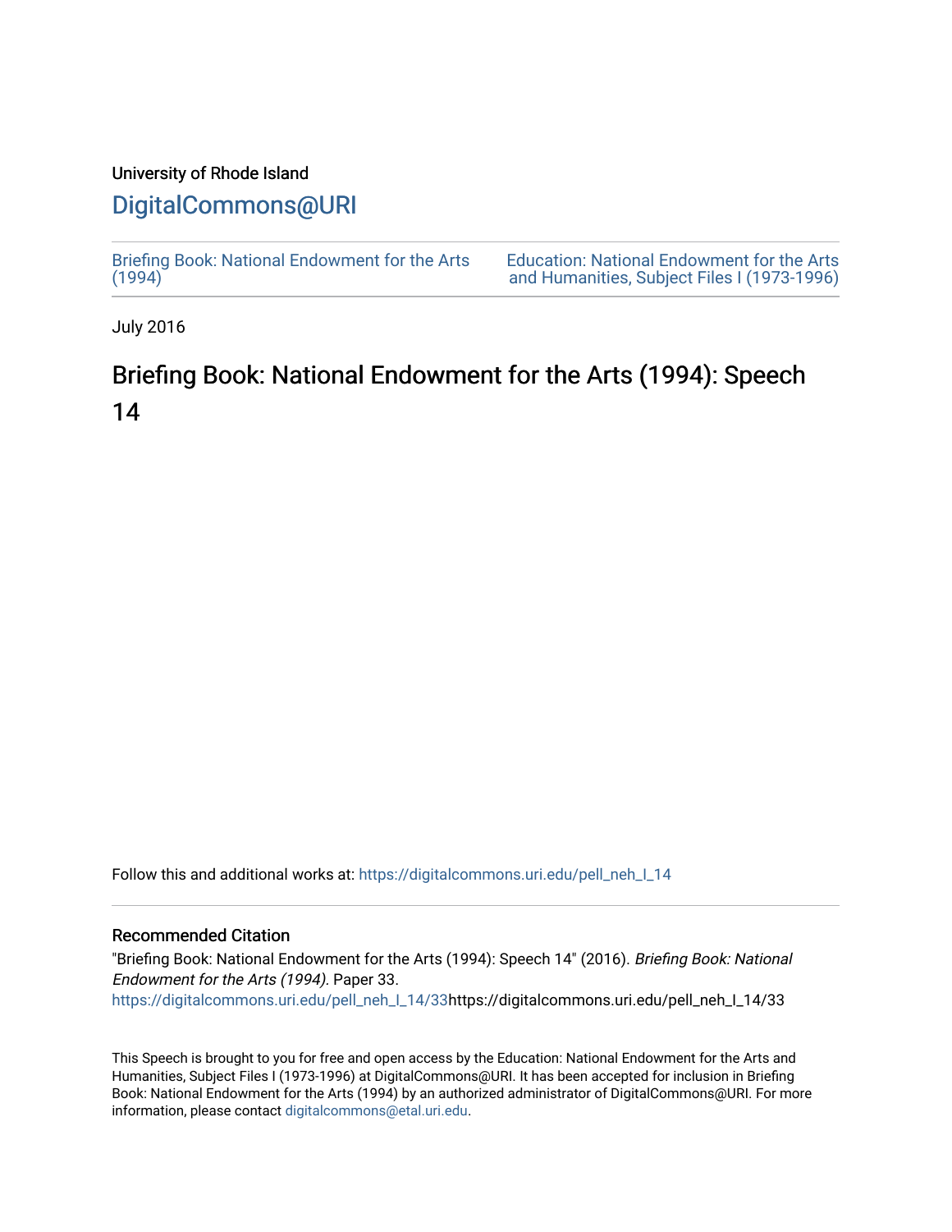University of Rhode Island

# DigitalCommons@URI

Briefing Book: National Endowment for the Arts (1994)

Education: National Endowment for the Arts and Humanities, Subject Files I (1973-1996)

July 2016

## Briefing Book: National Endowment for the Arts (1994): Speech 14

Follow this and additional works at: https://digitalcommons.uri.edu/pell_neh_I_14

### Recommended Citation

"Briefing Book: National Endowment for the Arts (1994): Speech 14" (2016). *Briefing Book: National Endowment for the Arts (1994).* Paper 33.
https://digitalcommons.uri.edu/pell_neh_I_14/33https://digitalcommons.uri.edu/pell_neh_I_14/33

This Speech is brought to you for free and open access by the Education: National Endowment for the Arts and Humanities, Subject Files I (1973-1996) at DigitalCommons@URI. It has been accepted for inclusion in Briefing Book: National Endowment for the Arts (1994) by an authorized administrator of DigitalCommons@URI. For more information, please contact digitalcommons@etal.uri.edu.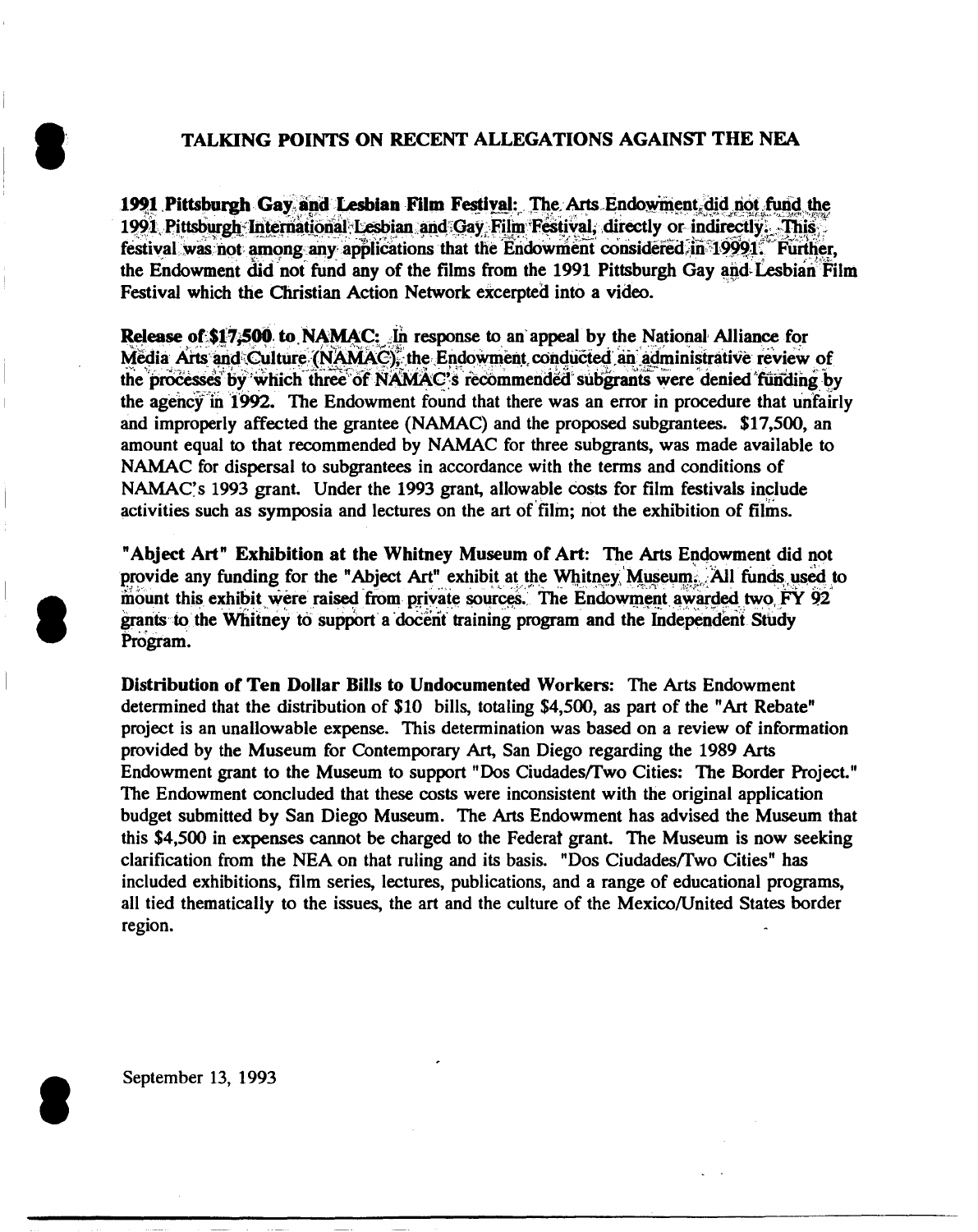# TALKING POINTS ON RECENT ALLEGATIONS AGAINST THE NEA

**1991 Pittsburgh Gay and Lesbian Film Festival:** The Arts Endowment did not fund the 1991 Pittsburgh International Lesbian and Gay Film Festival, directly or indirectly. This festival was not among any applications that the Endowment considered in 19991. Further, the Endowment did not fund any of the films from the 1991 Pittsburgh Gay and Lesbian Film Festival which the Christian Action Network excerpted into a video.

**Release of $17,500 to NAMAC:** In response to an appeal by the National Alliance for Media Arts and Culture (NAMAC), the Endowment conducted an administrative review of the processes by which three of NAMAC's recommended subgrants were denied funding by the agency in 1992. The Endowment found that there was an error in procedure that unfairly and improperly affected the grantee (NAMAC) and the proposed subgrantees. $17,500, an amount equal to that recommended by NAMAC for three subgrants, was made available to NAMAC for dispersal to subgrantees in accordance with the terms and conditions of NAMAC's 1993 grant. Under the 1993 grant, allowable costs for film festivals include activities such as symposia and lectures on the art of film; not the exhibition of films.

**"Abject Art" Exhibition at the Whitney Museum of Art:** The Arts Endowment did not provide any funding for the "Abject Art" exhibit at the Whitney Museum. All funds used to mount this exhibit were raised from private sources. The Endowment awarded two FY 92 grants to the Whitney to support a docent training program and the Independent Study Program.

**Distribution of Ten Dollar Bills to Undocumented Workers:** The Arts Endowment determined that the distribution of $10 bills, totaling $4,500, as part of the "Art Rebate" project is an unallowable expense. This determination was based on a review of information provided by the Museum for Contemporary Art, San Diego regarding the 1989 Arts Endowment grant to the Museum to support "Dos Ciudades/Two Cities: The Border Project." The Endowment concluded that these costs were inconsistent with the original application budget submitted by San Diego Museum. The Arts Endowment has advised the Museum that this $4,500 in expenses cannot be charged to the Federal grant. The Museum is now seeking clarification from the NEA on that ruling and its basis. "Dos Ciudades/Two Cities" has included exhibitions, film series, lectures, publications, and a range of educational programs, all tied thematically to the issues, the art and the culture of the Mexico/United States border region.

September 13, 1993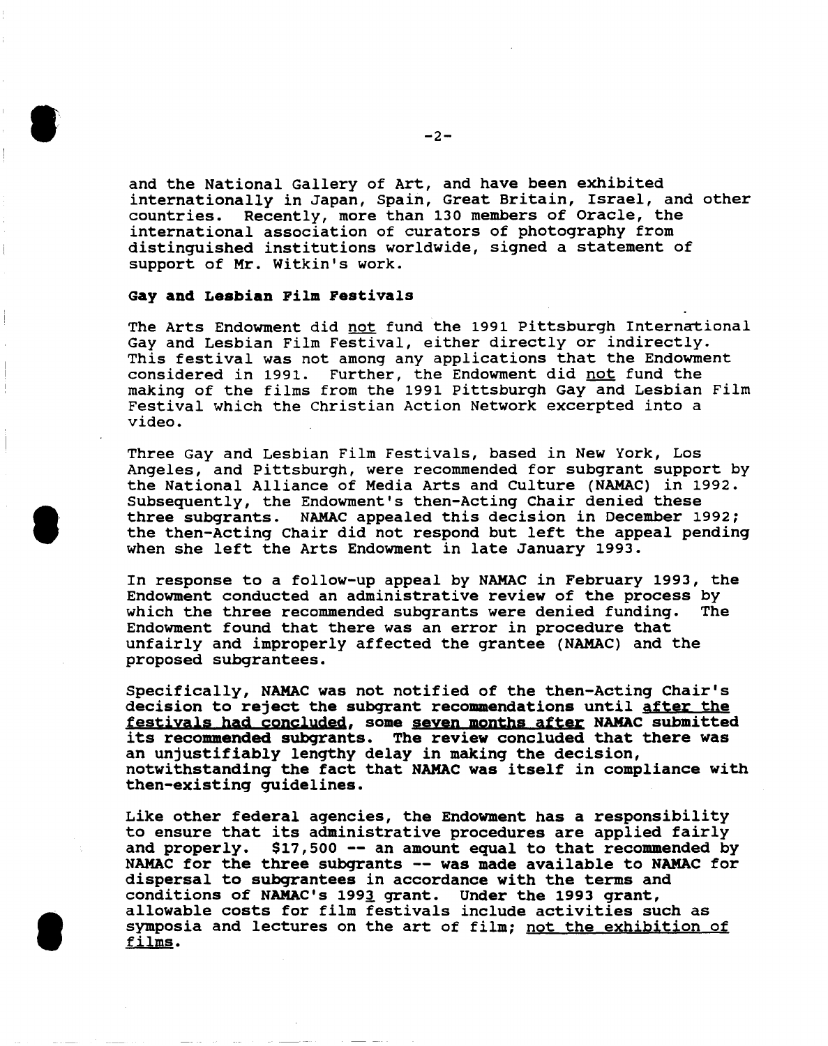and the National Gallery of Art, and have been exhibited internationally in Japan, Spain, Great Britain, Israel, and other countries. Recently, more than 130 members of Oracle, the international association of curators of photography from distinguished institutions worldwide, signed a statement of support of Mr. Witkin's work.

**Gay and Lesbian Film Festivals**

The Arts Endowment did not fund the 1991 Pittsburgh International Gay and Lesbian Film Festival, either directly or indirectly. This festival was not among any applications that the Endowment considered in 1991. Further, the Endowment did not fund the making of the films from the 1991 Pittsburgh Gay and Lesbian Film Festival which the Christian Action Network excerpted into a video.

Three Gay and Lesbian Film Festivals, based in New York, Los Angeles, and Pittsburgh, were recommended for subgrant support by the National Alliance of Media Arts and Culture (NAMAC) in 1992. Subsequently, the Endowment's then-Acting Chair denied these three subgrants. NAMAC appealed this decision in December 1992; the then-Acting Chair did not respond but left the appeal pending when she left the Arts Endowment in late January 1993.

In response to a follow-up appeal by NAMAC in February 1993, the Endowment conducted an administrative review of the process by which the three recommended subgrants were denied funding. The Endowment found that there was an error in procedure that unfairly and improperly affected the grantee (NAMAC) and the proposed subgrantees.

**Specifically, NAMAC was not notified of the then-Acting Chair's decision to reject the subgrant recommendations until after the festivals had concluded, some seven months after NAMAC submitted its recommended subgrants. The review concluded that there was an unjustifiably lengthy delay in making the decision, notwithstanding the fact that NAMAC was itself in compliance with then-existing guidelines.**

**Like other federal agencies, the Endowment has a responsibility to ensure that its administrative procedures are applied fairly and properly. $17,500 -- an amount equal to that recommended by NAMAC for the three subgrants -- was made available to NAMAC for dispersal to subgrantees in accordance with the terms and conditions of NAMAC's 1993 grant. Under the 1993 grant, allowable costs for film festivals include activities such as symposia and lectures on the art of film; not the exhibition of films.**